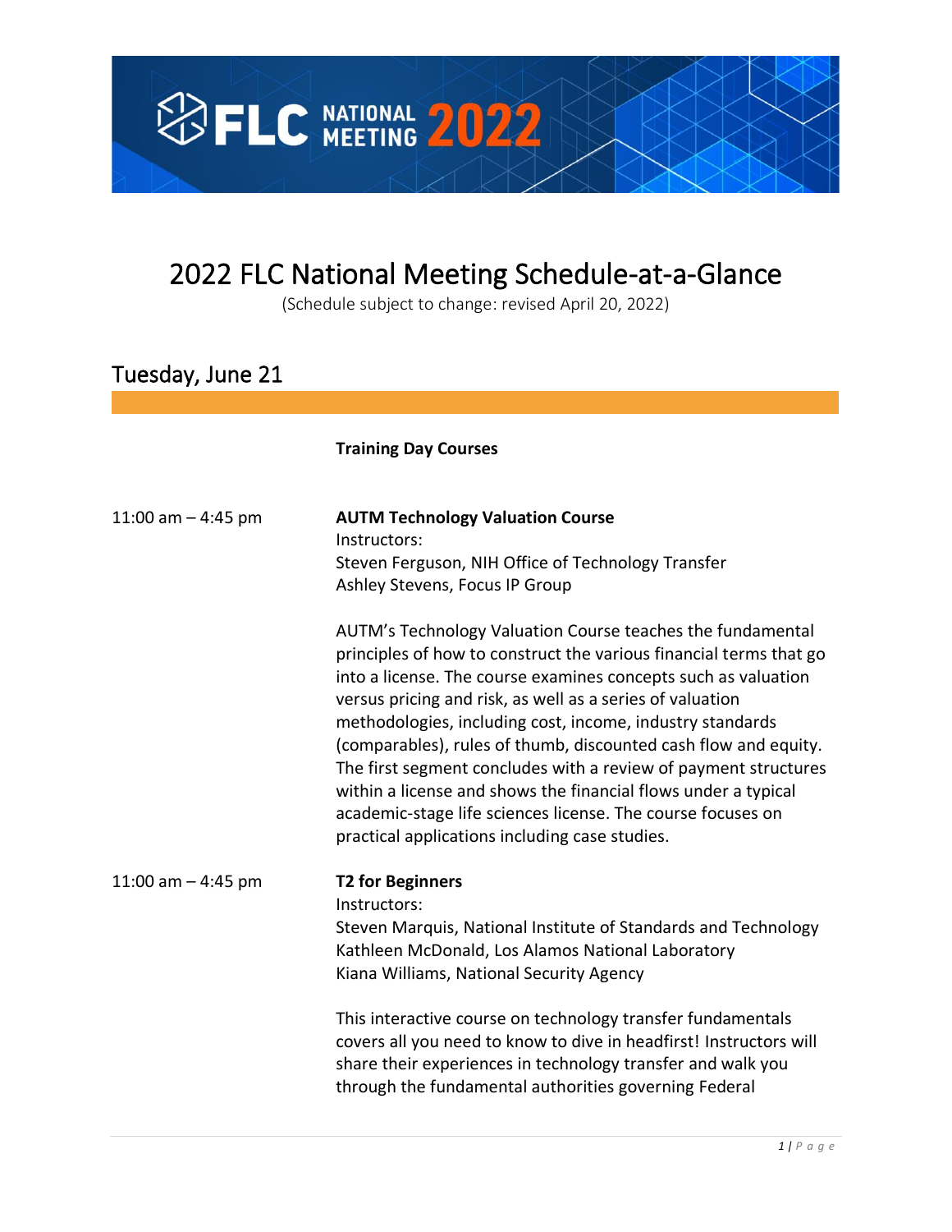# 2022 FLC National Meeting Schedule-at-a-Glance

(Schedule subject to change: revised April 20, 2022)

## Tuesday, June 21

**Training Day Courses**

11:00 am – 4:45 pm

**AUTM Technology Valuation Course**
Instructors:
Steven Ferguson, NIH Office of Technology Transfer
Ashley Stevens, Focus IP Group

AUTM's Technology Valuation Course teaches the fundamental principles of how to construct the various financial terms that go into a license. The course examines concepts such as valuation versus pricing and risk, as well as a series of valuation methodologies, including cost, income, industry standards (comparables), rules of thumb, discounted cash flow and equity. The first segment concludes with a review of payment structures within a license and shows the financial flows under a typical academic-stage life sciences license. The course focuses on practical applications including case studies.

11:00 am – 4:45 pm

**T2 for Beginners**
Instructors:
Steven Marquis, National Institute of Standards and Technology
Kathleen McDonald, Los Alamos National Laboratory
Kiana Williams, National Security Agency

This interactive course on technology transfer fundamentals covers all you need to know to dive in headfirst! Instructors will share their experiences in technology transfer and walk you through the fundamental authorities governing Federal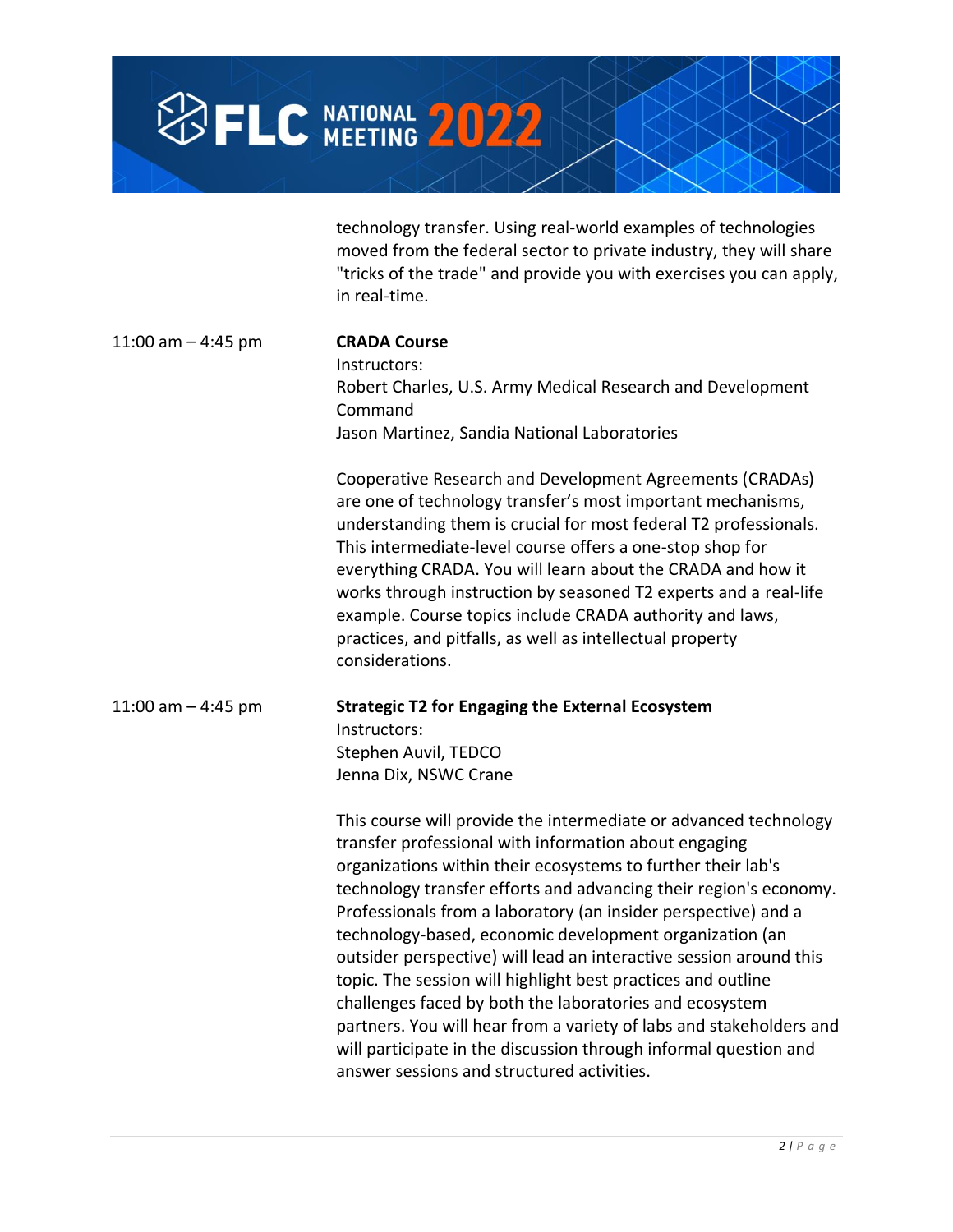technology transfer. Using real-world examples of technologies moved from the federal sector to private industry, they will share "tricks of the trade" and provide you with exercises you can apply, in real-time.

11:00 am – 4:45 pm

**CRADA Course**

Instructors:
Robert Charles, U.S. Army Medical Research and Development Command
Jason Martinez, Sandia National Laboratories

Cooperative Research and Development Agreements (CRADAs) are one of technology transfer's most important mechanisms, understanding them is crucial for most federal T2 professionals. This intermediate-level course offers a one-stop shop for everything CRADA. You will learn about the CRADA and how it works through instruction by seasoned T2 experts and a real-life example. Course topics include CRADA authority and laws, practices, and pitfalls, as well as intellectual property considerations.

11:00 am – 4:45 pm

**Strategic T2 for Engaging the External Ecosystem**

Instructors:
Stephen Auvil, TEDCO
Jenna Dix, NSWC Crane

This course will provide the intermediate or advanced technology transfer professional with information about engaging organizations within their ecosystems to further their lab's technology transfer efforts and advancing their region's economy. Professionals from a laboratory (an insider perspective) and a technology-based, economic development organization (an outsider perspective) will lead an interactive session around this topic. The session will highlight best practices and outline challenges faced by both the laboratories and ecosystem partners. You will hear from a variety of labs and stakeholders and will participate in the discussion through informal question and answer sessions and structured activities.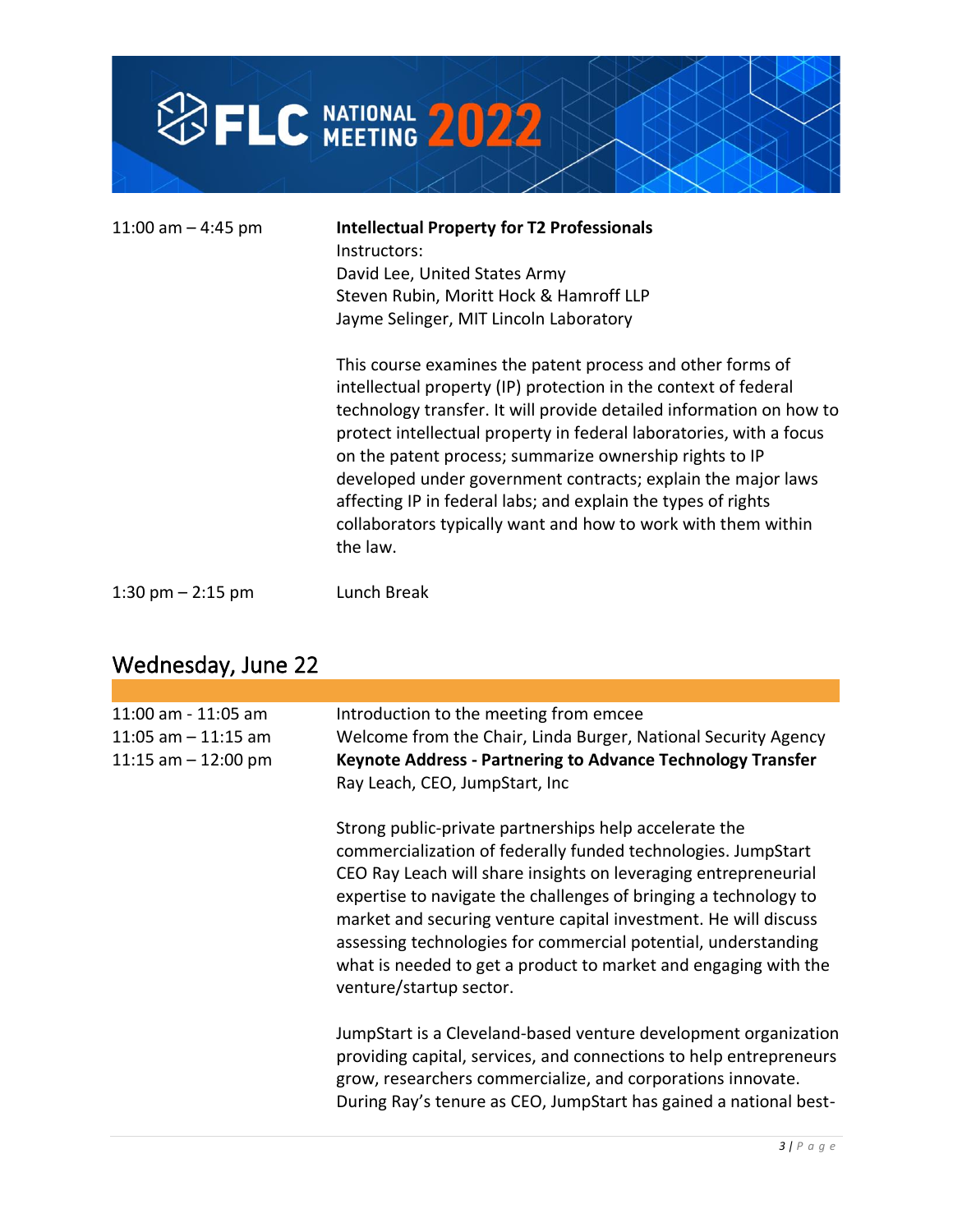11:00 am – 4:45 pm **Intellectual Property for T2 Professionals**
Instructors:
David Lee, United States Army
Steven Rubin, Moritt Hock & Hamroff LLP
Jayme Selinger, MIT Lincoln Laboratory

This course examines the patent process and other forms of intellectual property (IP) protection in the context of federal technology transfer. It will provide detailed information on how to protect intellectual property in federal laboratories, with a focus on the patent process; summarize ownership rights to IP developed under government contracts; explain the major laws affecting IP in federal labs; and explain the types of rights collaborators typically want and how to work with them within the law.

1:30 pm – 2:15 pm Lunch Break

## Wednesday, June 22

11:00 am - 11:05 am Introduction to the meeting from emcee
11:05 am – 11:15 am Welcome from the Chair, Linda Burger, National Security Agency
11:15 am – 12:00 pm **Keynote Address - Partnering to Advance Technology Transfer**
Ray Leach, CEO, JumpStart, Inc

Strong public-private partnerships help accelerate the commercialization of federally funded technologies. JumpStart CEO Ray Leach will share insights on leveraging entrepreneurial expertise to navigate the challenges of bringing a technology to market and securing venture capital investment. He will discuss assessing technologies for commercial potential, understanding what is needed to get a product to market and engaging with the venture/startup sector.

JumpStart is a Cleveland-based venture development organization providing capital, services, and connections to help entrepreneurs grow, researchers commercialize, and corporations innovate. During Ray's tenure as CEO, JumpStart has gained a national best-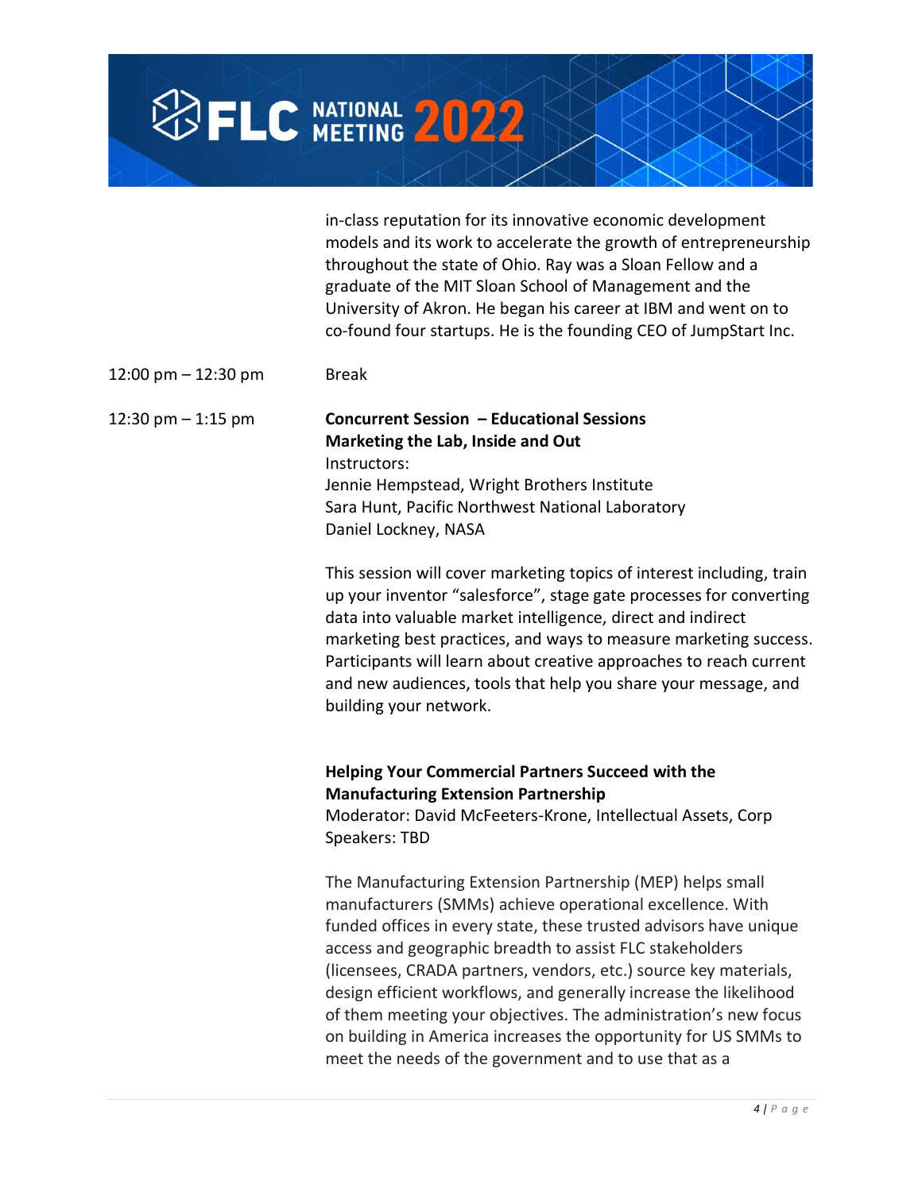in-class reputation for its innovative economic development models and its work to accelerate the growth of entrepreneurship throughout the state of Ohio. Ray was a Sloan Fellow and a graduate of the MIT Sloan School of Management and the University of Akron. He began his career at IBM and went on to co-found four startups. He is the founding CEO of JumpStart Inc.

12:00 pm – 12:30 pm Break

12:30 pm – 1:15 pm **Concurrent Session – Educational Sessions**

**Marketing the Lab, Inside and Out**

Instructors:
Jennie Hempstead, Wright Brothers Institute
Sara Hunt, Pacific Northwest National Laboratory
Daniel Lockney, NASA

This session will cover marketing topics of interest including, train up your inventor "salesforce", stage gate processes for converting data into valuable market intelligence, direct and indirect marketing best practices, and ways to measure marketing success. Participants will learn about creative approaches to reach current and new audiences, tools that help you share your message, and building your network.

**Helping Your Commercial Partners Succeed with the Manufacturing Extension Partnership**

Moderator: David McFeeters-Krone, Intellectual Assets, Corp
Speakers: TBD

The Manufacturing Extension Partnership (MEP) helps small manufacturers (SMMs) achieve operational excellence. With funded offices in every state, these trusted advisors have unique access and geographic breadth to assist FLC stakeholders (licensees, CRADA partners, vendors, etc.) source key materials, design efficient workflows, and generally increase the likelihood of them meeting your objectives. The administration's new focus on building in America increases the opportunity for US SMMs to meet the needs of the government and to use that as a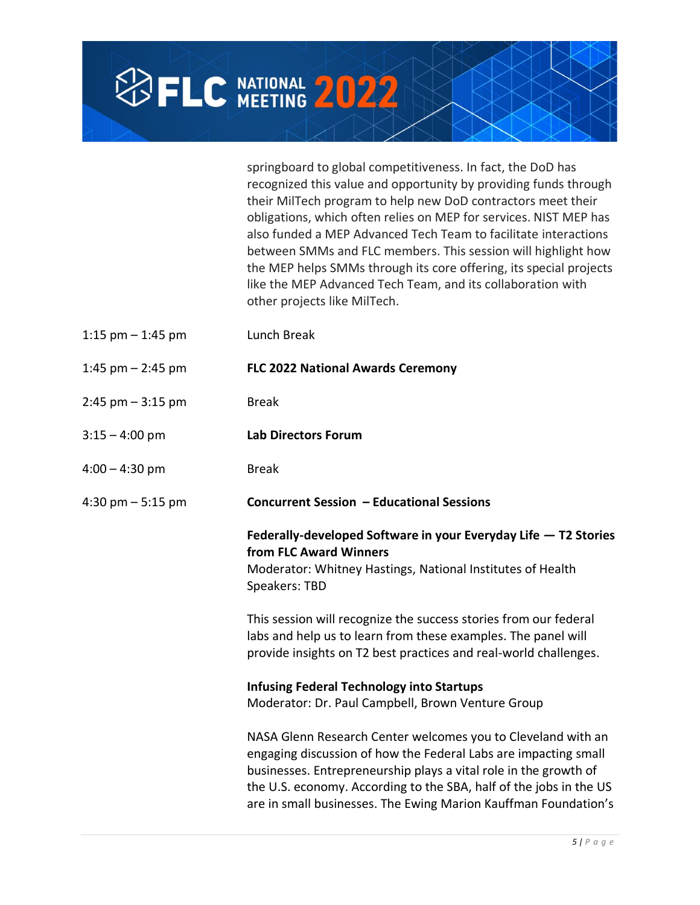springboard to global competitiveness. In fact, the DoD has recognized this value and opportunity by providing funds through their MilTech program to help new DoD contractors meet their obligations, which often relies on MEP for services. NIST MEP has also funded a MEP Advanced Tech Team to facilitate interactions between SMMs and FLC members. This session will highlight how the MEP helps SMMs through its core offering, its special projects like the MEP Advanced Tech Team, and its collaboration with other projects like MilTech.

1:15 pm – 1:45 pm Lunch Break

1:45 pm – 2:45 pm **FLC 2022 National Awards Ceremony**

2:45 pm – 3:15 pm Break

3:15 – 4:00 pm **Lab Directors Forum**

4:00 – 4:30 pm Break

4:30 pm – 5:15 pm **Concurrent Session – Educational Sessions**

**Federally-developed Software in your Everyday Life — T2 Stories from FLC Award Winners**
Moderator: Whitney Hastings, National Institutes of Health
Speakers: TBD

This session will recognize the success stories from our federal labs and help us to learn from these examples. The panel will provide insights on T2 best practices and real-world challenges.

**Infusing Federal Technology into Startups**
Moderator: Dr. Paul Campbell, Brown Venture Group

NASA Glenn Research Center welcomes you to Cleveland with an engaging discussion of how the Federal Labs are impacting small businesses. Entrepreneurship plays a vital role in the growth of the U.S. economy. According to the SBA, half of the jobs in the US are in small businesses. The Ewing Marion Kauffman Foundation's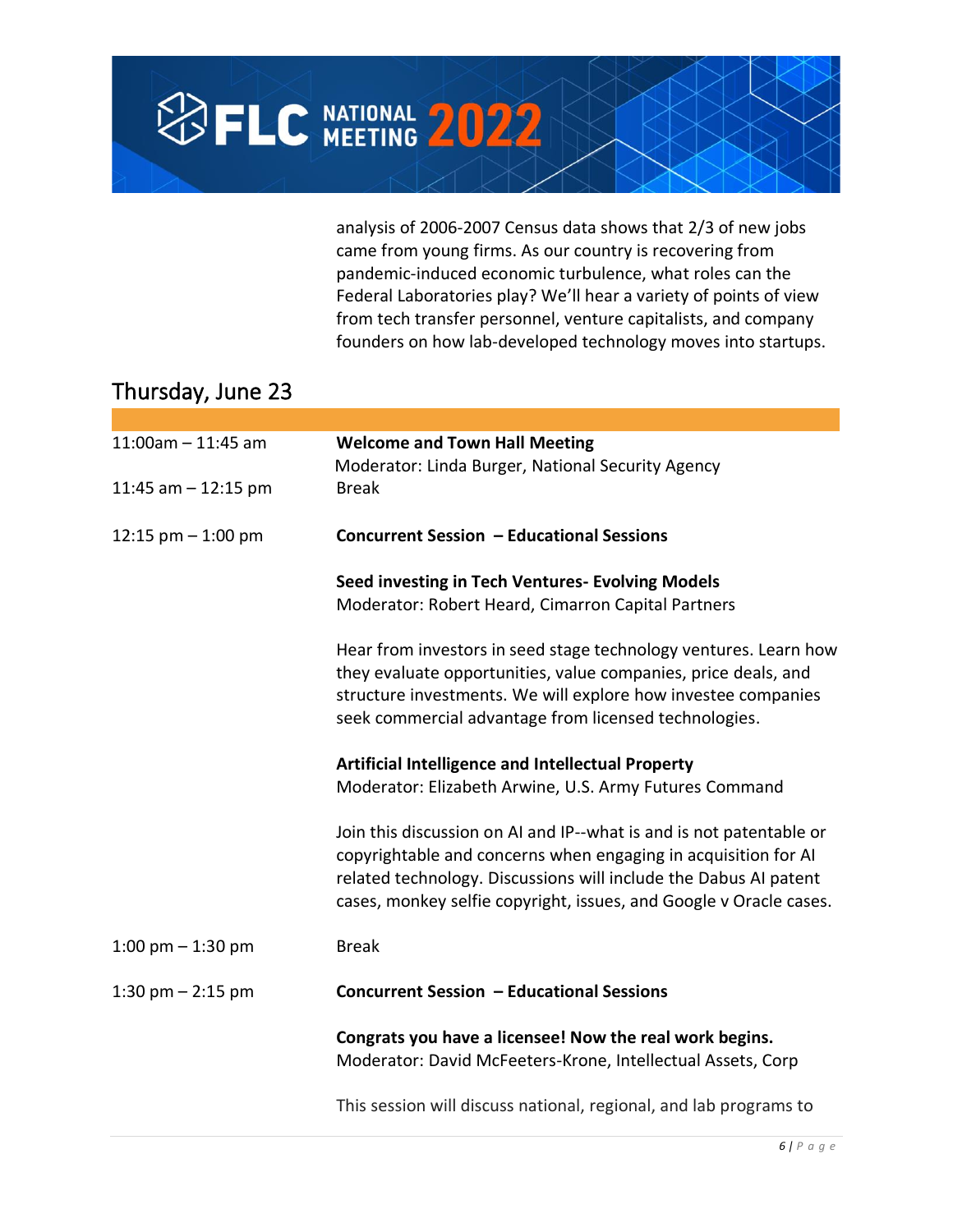analysis of 2006-2007 Census data shows that 2/3 of new jobs came from young firms. As our country is recovering from pandemic-induced economic turbulence, what roles can the Federal Laboratories play? We'll hear a variety of points of view from tech transfer personnel, venture capitalists, and company founders on how lab-developed technology moves into startups.

## Thursday, June 23

| | |
|---|---|
| 11:00am – 11:45 am | **Welcome and Town Hall Meeting**<br>Moderator: Linda Burger, National Security Agency |
| 11:45 am – 12:15 pm | Break |
| 12:15 pm – 1:00 pm | **Concurrent Session – Educational Sessions** |
| | **Seed investing in Tech Ventures- Evolving Models**<br>Moderator: Robert Heard, Cimarron Capital Partners |
| | Hear from investors in seed stage technology ventures. Learn how they evaluate opportunities, value companies, price deals, and structure investments. We will explore how investee companies seek commercial advantage from licensed technologies. |
| | **Artificial Intelligence and Intellectual Property**<br>Moderator: Elizabeth Arwine, U.S. Army Futures Command |
| | Join this discussion on AI and IP--what is and is not patentable or copyrightable and concerns when engaging in acquisition for AI related technology. Discussions will include the Dabus AI patent cases, monkey selfie copyright, issues, and Google v Oracle cases. |
| 1:00 pm – 1:30 pm | Break |
| 1:30 pm – 2:15 pm | **Concurrent Session – Educational Sessions** |
| | **Congrats you have a licensee! Now the real work begins.**<br>Moderator: David McFeeters-Krone, Intellectual Assets, Corp |
| | This session will discuss national, regional, and lab programs to |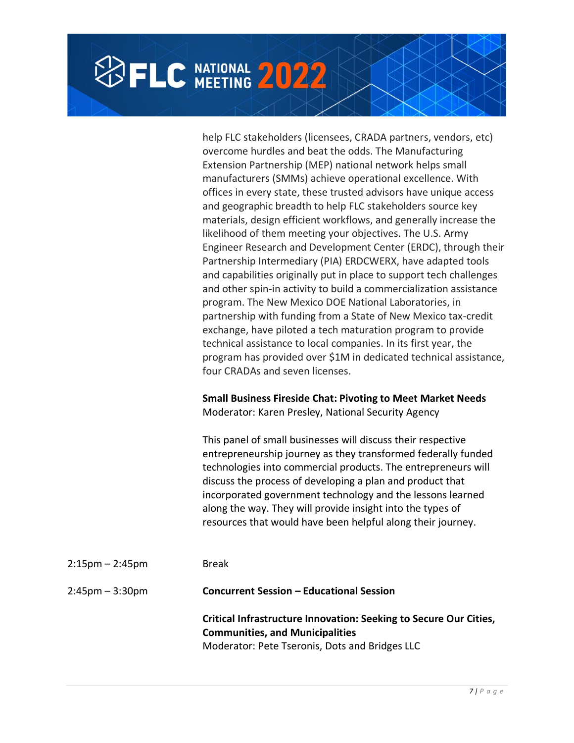help FLC stakeholders (licensees, CRADA partners, vendors, etc) overcome hurdles and beat the odds. The Manufacturing Extension Partnership (MEP) national network helps small manufacturers (SMMs) achieve operational excellence. With offices in every state, these trusted advisors have unique access and geographic breadth to help FLC stakeholders source key materials, design efficient workflows, and generally increase the likelihood of them meeting your objectives. The U.S. Army Engineer Research and Development Center (ERDC), through their Partnership Intermediary (PIA) ERDCWERX, have adapted tools and capabilities originally put in place to support tech challenges and other spin-in activity to build a commercialization assistance program. The New Mexico DOE National Laboratories, in partnership with funding from a State of New Mexico tax-credit exchange, have piloted a tech maturation program to provide technical assistance to local companies. In its first year, the program has provided over $1M in dedicated technical assistance, four CRADAs and seven licenses.

**Small Business Fireside Chat: Pivoting to Meet Market Needs**
Moderator: Karen Presley, National Security Agency

This panel of small businesses will discuss their respective entrepreneurship journey as they transformed federally funded technologies into commercial products. The entrepreneurs will discuss the process of developing a plan and product that incorporated government technology and the lessons learned along the way. They will provide insight into the types of resources that would have been helpful along their journey.

2:15pm – 2:45pm Break

2:45pm – 3:30pm **Concurrent Session – Educational Session**

**Critical Infrastructure Innovation: Seeking to Secure Our Cities, Communities, and Municipalities**
Moderator: Pete Tseronis, Dots and Bridges LLC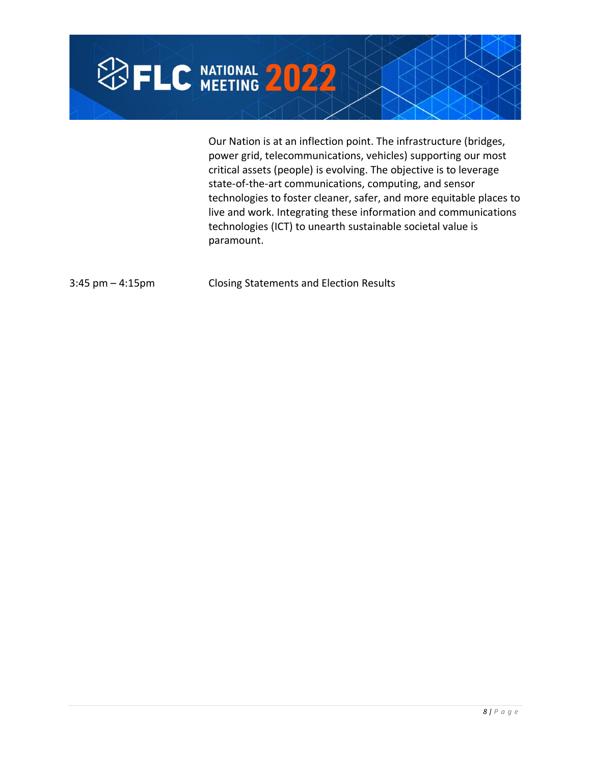Our Nation is at an inflection point. The infrastructure (bridges, power grid, telecommunications, vehicles) supporting our most critical assets (people) is evolving. The objective is to leverage state-of-the-art communications, computing, and sensor technologies to foster cleaner, safer, and more equitable places to live and work. Integrating these information and communications technologies (ICT) to unearth sustainable societal value is paramount.

| | |
|---|---|
| 3:45 pm – 4:15pm | Closing Statements and Election Results |